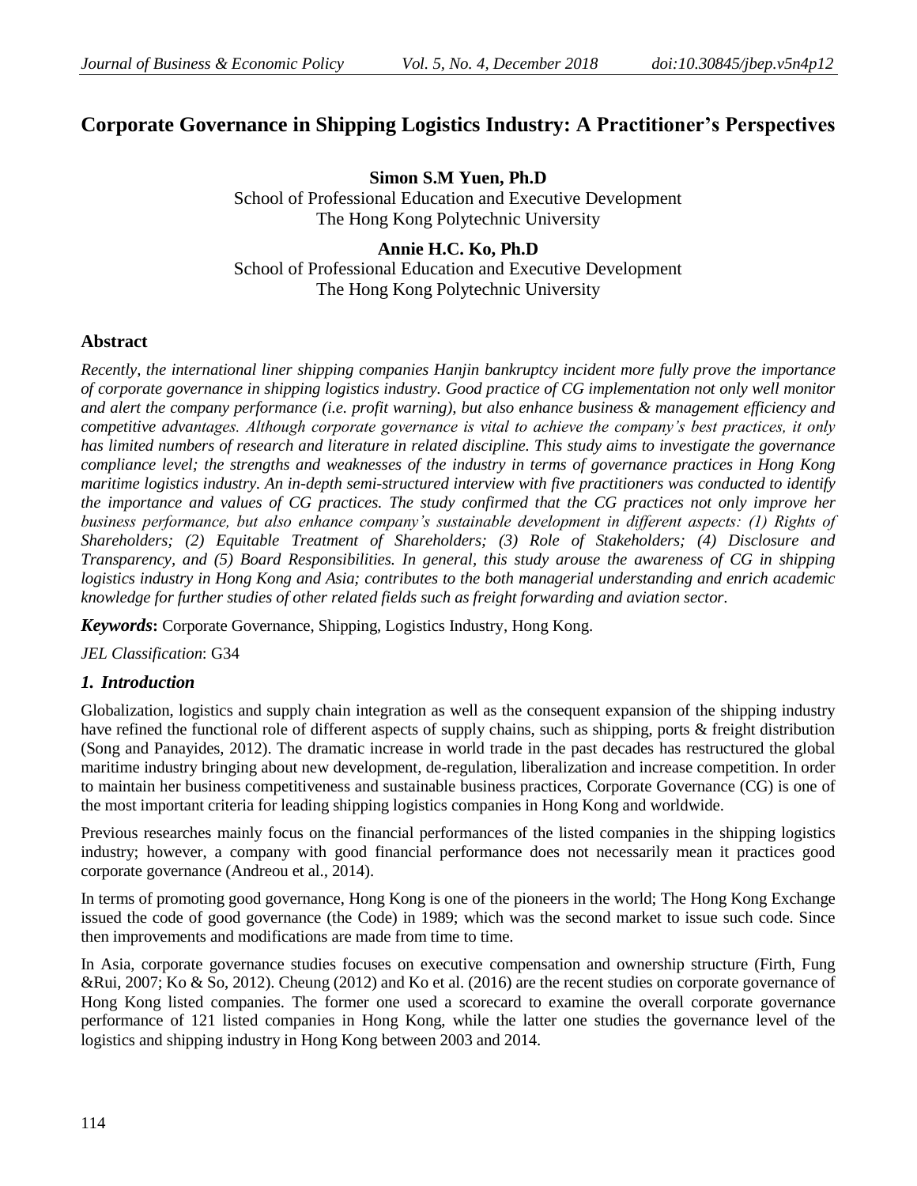# Corporate Governance in Shipping Logistics Industry: A Practitioner's Perspectives

**Simon S.M Yuen, Ph.D**
School of Professional Education and Executive Development
The Hong Kong Polytechnic University

**Annie H.C. Ko, Ph.D**
School of Professional Education and Executive Development
The Hong Kong Polytechnic University

## Abstract

*Recently, the international liner shipping companies Hanjin bankruptcy incident more fully prove the importance of corporate governance in shipping logistics industry. Good practice of CG implementation not only well monitor and alert the company performance (i.e. profit warning), but also enhance business & management efficiency and competitive advantages. Although corporate governance is vital to achieve the company's best practices, it only has limited numbers of research and literature in related discipline. This study aims to investigate the governance compliance level; the strengths and weaknesses of the industry in terms of governance practices in Hong Kong maritime logistics industry. An in-depth semi-structured interview with five practitioners was conducted to identify the importance and values of CG practices. The study confirmed that the CG practices not only improve her business performance, but also enhance company's sustainable development in different aspects: (1) Rights of Shareholders; (2) Equitable Treatment of Shareholders; (3) Role of Stakeholders; (4) Disclosure and Transparency, and (5) Board Responsibilities. In general, this study arouse the awareness of CG in shipping logistics industry in Hong Kong and Asia; contributes to the both managerial understanding and enrich academic knowledge for further studies of other related fields such as freight forwarding and aviation sector.*

***Keywords*:** Corporate Governance, Shipping, Logistics Industry, Hong Kong.

*JEL Classification*: G34

## *1. Introduction*

Globalization, logistics and supply chain integration as well as the consequent expansion of the shipping industry have refined the functional role of different aspects of supply chains, such as shipping, ports & freight distribution (Song and Panayides, 2012). The dramatic increase in world trade in the past decades has restructured the global maritime industry bringing about new development, de-regulation, liberalization and increase competition. In order to maintain her business competitiveness and sustainable business practices, Corporate Governance (CG) is one of the most important criteria for leading shipping logistics companies in Hong Kong and worldwide.

Previous researches mainly focus on the financial performances of the listed companies in the shipping logistics industry; however, a company with good financial performance does not necessarily mean it practices good corporate governance (Andreou et al., 2014).

In terms of promoting good governance, Hong Kong is one of the pioneers in the world; The Hong Kong Exchange issued the code of good governance (the Code) in 1989; which was the second market to issue such code. Since then improvements and modifications are made from time to time.

In Asia, corporate governance studies focuses on executive compensation and ownership structure (Firth, Fung &Rui, 2007; Ko & So, 2012). Cheung (2012) and Ko et al. (2016) are the recent studies on corporate governance of Hong Kong listed companies. The former one used a scorecard to examine the overall corporate governance performance of 121 listed companies in Hong Kong, while the latter one studies the governance level of the logistics and shipping industry in Hong Kong between 2003 and 2014.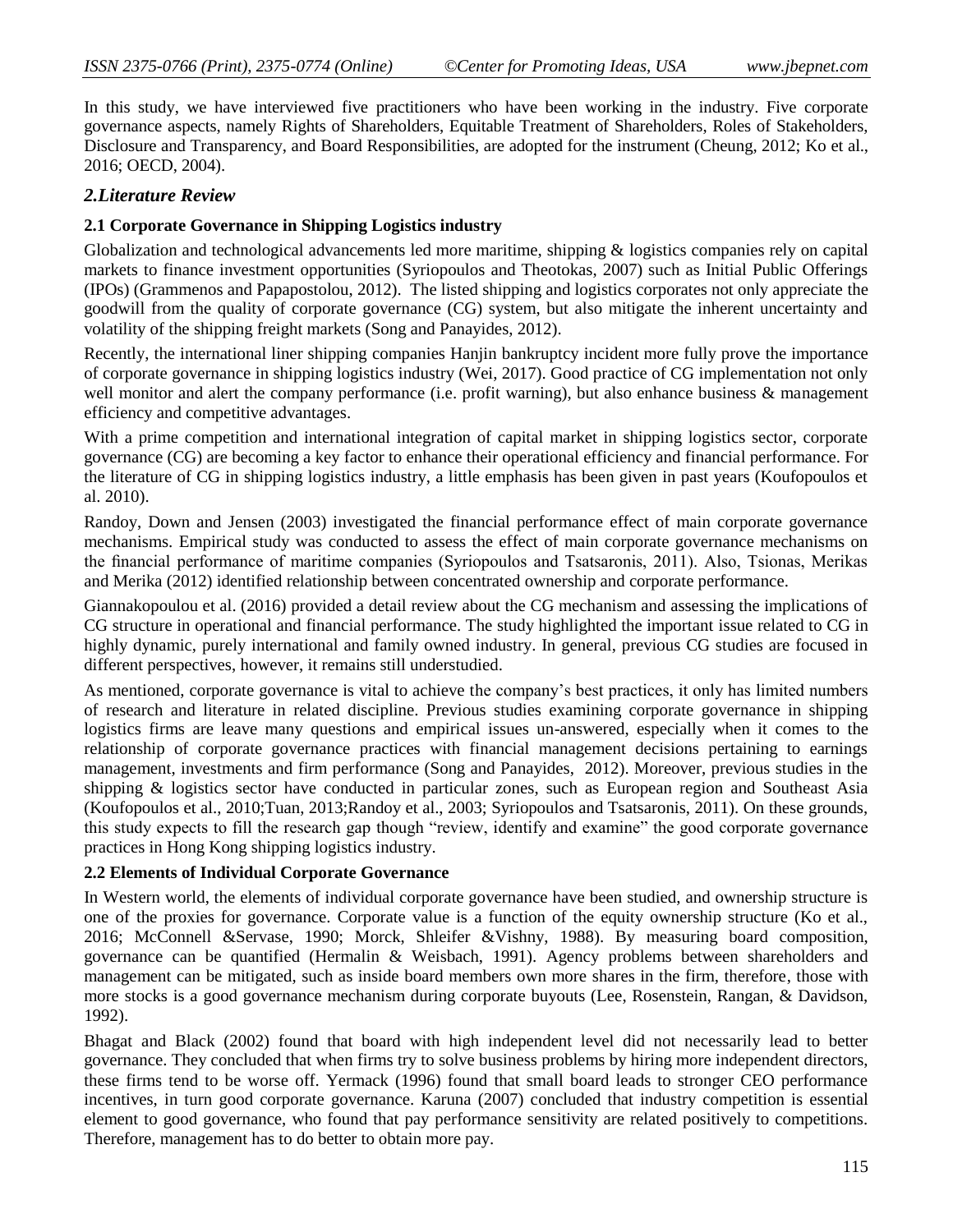In this study, we have interviewed five practitioners who have been working in the industry. Five corporate governance aspects, namely Rights of Shareholders, Equitable Treatment of Shareholders, Roles of Stakeholders, Disclosure and Transparency, and Board Responsibilities, are adopted for the instrument (Cheung, 2012; Ko et al., 2016; OECD, 2004).

## *2.Literature Review*

### 2.1 Corporate Governance in Shipping Logistics industry

Globalization and technological advancements led more maritime, shipping & logistics companies rely on capital markets to finance investment opportunities (Syriopoulos and Theotokas, 2007) such as Initial Public Offerings (IPOs) (Grammenos and Papapostolou, 2012). The listed shipping and logistics corporates not only appreciate the goodwill from the quality of corporate governance (CG) system, but also mitigate the inherent uncertainty and volatility of the shipping freight markets (Song and Panayides, 2012).

Recently, the international liner shipping companies Hanjin bankruptcy incident more fully prove the importance of corporate governance in shipping logistics industry (Wei, 2017). Good practice of CG implementation not only well monitor and alert the company performance (i.e. profit warning), but also enhance business & management efficiency and competitive advantages.

With a prime competition and international integration of capital market in shipping logistics sector, corporate governance (CG) are becoming a key factor to enhance their operational efficiency and financial performance. For the literature of CG in shipping logistics industry, a little emphasis has been given in past years (Koufopoulos et al. 2010).

Randoy, Down and Jensen (2003) investigated the financial performance effect of main corporate governance mechanisms. Empirical study was conducted to assess the effect of main corporate governance mechanisms on the financial performance of maritime companies (Syriopoulos and Tsatsaronis, 2011). Also, Tsionas, Merikas and Merika (2012) identified relationship between concentrated ownership and corporate performance.

Giannakopoulou et al. (2016) provided a detail review about the CG mechanism and assessing the implications of CG structure in operational and financial performance. The study highlighted the important issue related to CG in highly dynamic, purely international and family owned industry. In general, previous CG studies are focused in different perspectives, however, it remains still understudied.

As mentioned, corporate governance is vital to achieve the company's best practices, it only has limited numbers of research and literature in related discipline. Previous studies examining corporate governance in shipping logistics firms are leave many questions and empirical issues un-answered, especially when it comes to the relationship of corporate governance practices with financial management decisions pertaining to earnings management, investments and firm performance (Song and Panayides, 2012). Moreover, previous studies in the shipping & logistics sector have conducted in particular zones, such as European region and Southeast Asia (Koufopoulos et al., 2010;Tuan, 2013;Randoy et al., 2003; Syriopoulos and Tsatsaronis, 2011). On these grounds, this study expects to fill the research gap though "review, identify and examine" the good corporate governance practices in Hong Kong shipping logistics industry.

### 2.2 Elements of Individual Corporate Governance

In Western world, the elements of individual corporate governance have been studied, and ownership structure is one of the proxies for governance. Corporate value is a function of the equity ownership structure (Ko et al., 2016; McConnell &Servase, 1990; Morck, Shleifer &Vishny, 1988). By measuring board composition, governance can be quantified (Hermalin & Weisbach, 1991). Agency problems between shareholders and management can be mitigated, such as inside board members own more shares in the firm, therefore, those with more stocks is a good governance mechanism during corporate buyouts (Lee, Rosenstein, Rangan, & Davidson, 1992).

Bhagat and Black (2002) found that board with high independent level did not necessarily lead to better governance. They concluded that when firms try to solve business problems by hiring more independent directors, these firms tend to be worse off. Yermack (1996) found that small board leads to stronger CEO performance incentives, in turn good corporate governance. Karuna (2007) concluded that industry competition is essential element to good governance, who found that pay performance sensitivity are related positively to competitions. Therefore, management has to do better to obtain more pay.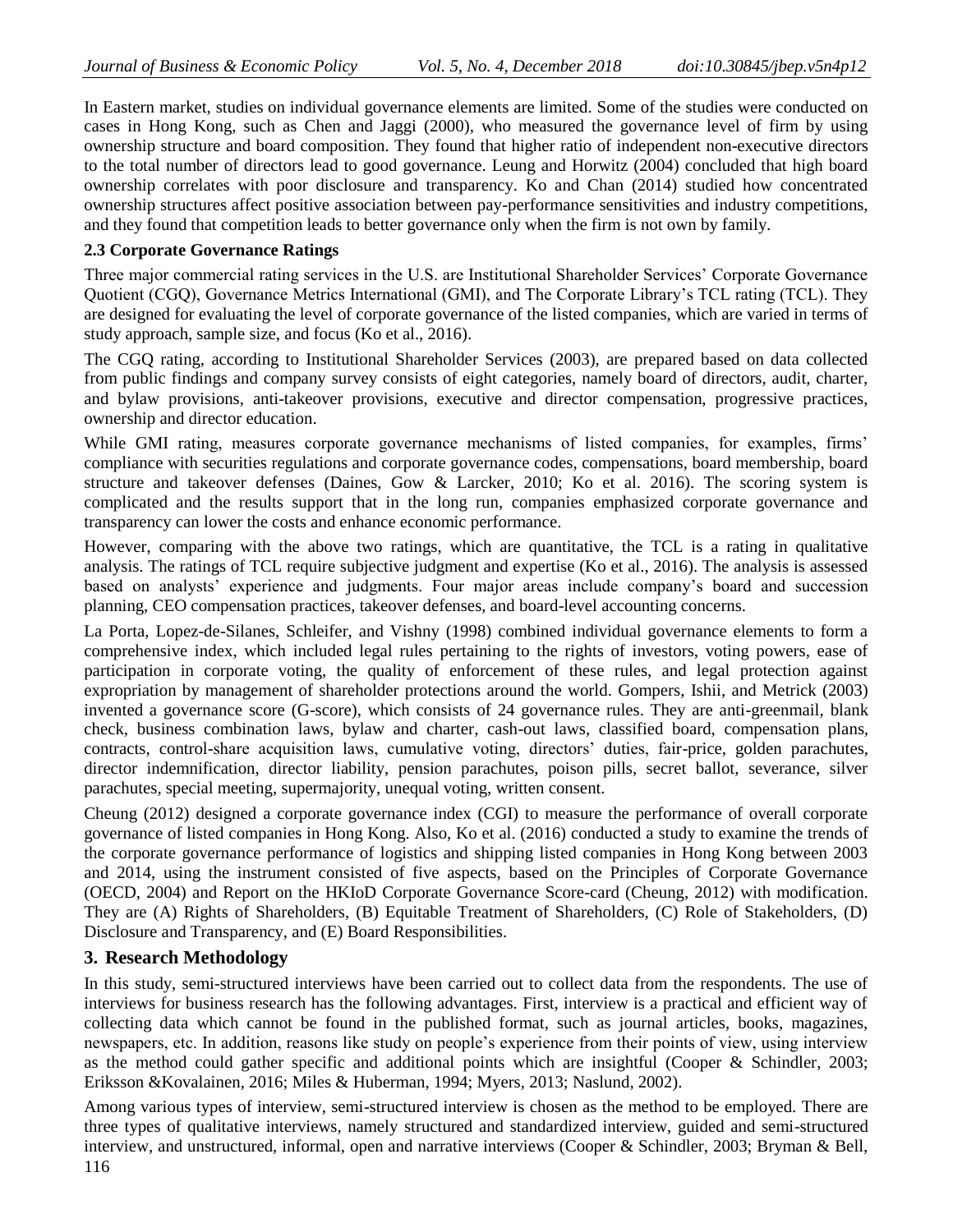In Eastern market, studies on individual governance elements are limited. Some of the studies were conducted on cases in Hong Kong, such as Chen and Jaggi (2000), who measured the governance level of firm by using ownership structure and board composition. They found that higher ratio of independent non-executive directors to the total number of directors lead to good governance. Leung and Horwitz (2004) concluded that high board ownership correlates with poor disclosure and transparency. Ko and Chan (2014) studied how concentrated ownership structures affect positive association between pay-performance sensitivities and industry competitions, and they found that competition leads to better governance only when the firm is not own by family.

### 2.3 Corporate Governance Ratings

Three major commercial rating services in the U.S. are Institutional Shareholder Services' Corporate Governance Quotient (CGQ), Governance Metrics International (GMI), and The Corporate Library's TCL rating (TCL). They are designed for evaluating the level of corporate governance of the listed companies, which are varied in terms of study approach, sample size, and focus (Ko et al., 2016).

The CGQ rating, according to Institutional Shareholder Services (2003), are prepared based on data collected from public findings and company survey consists of eight categories, namely board of directors, audit, charter, and bylaw provisions, anti-takeover provisions, executive and director compensation, progressive practices, ownership and director education.

While GMI rating, measures corporate governance mechanisms of listed companies, for examples, firms' compliance with securities regulations and corporate governance codes, compensations, board membership, board structure and takeover defenses (Daines, Gow & Larcker, 2010; Ko et al. 2016). The scoring system is complicated and the results support that in the long run, companies emphasized corporate governance and transparency can lower the costs and enhance economic performance.

However, comparing with the above two ratings, which are quantitative, the TCL is a rating in qualitative analysis. The ratings of TCL require subjective judgment and expertise (Ko et al., 2016). The analysis is assessed based on analysts' experience and judgments. Four major areas include company's board and succession planning, CEO compensation practices, takeover defenses, and board-level accounting concerns.

La Porta, Lopez-de-Silanes, Schleifer, and Vishny (1998) combined individual governance elements to form a comprehensive index, which included legal rules pertaining to the rights of investors, voting powers, ease of participation in corporate voting, the quality of enforcement of these rules, and legal protection against expropriation by management of shareholder protections around the world. Gompers, Ishii, and Metrick (2003) invented a governance score (G-score), which consists of 24 governance rules. They are anti-greenmail, blank check, business combination laws, bylaw and charter, cash-out laws, classified board, compensation plans, contracts, control-share acquisition laws, cumulative voting, directors' duties, fair-price, golden parachutes, director indemnification, director liability, pension parachutes, poison pills, secret ballot, severance, silver parachutes, special meeting, supermajority, unequal voting, written consent.

Cheung (2012) designed a corporate governance index (CGI) to measure the performance of overall corporate governance of listed companies in Hong Kong. Also, Ko et al. (2016) conducted a study to examine the trends of the corporate governance performance of logistics and shipping listed companies in Hong Kong between 2003 and 2014, using the instrument consisted of five aspects, based on the Principles of Corporate Governance (OECD, 2004) and Report on the HKIoD Corporate Governance Score-card (Cheung, 2012) with modification. They are (A) Rights of Shareholders, (B) Equitable Treatment of Shareholders, (C) Role of Stakeholders, (D) Disclosure and Transparency, and (E) Board Responsibilities.

## 3. Research Methodology

In this study, semi-structured interviews have been carried out to collect data from the respondents. The use of interviews for business research has the following advantages. First, interview is a practical and efficient way of collecting data which cannot be found in the published format, such as journal articles, books, magazines, newspapers, etc. In addition, reasons like study on people's experience from their points of view, using interview as the method could gather specific and additional points which are insightful (Cooper & Schindler, 2003; Eriksson &Kovalainen, 2016; Miles & Huberman, 1994; Myers, 2013; Naslund, 2002).

Among various types of interview, semi-structured interview is chosen as the method to be employed. There are three types of qualitative interviews, namely structured and standardized interview, guided and semi-structured interview, and unstructured, informal, open and narrative interviews (Cooper & Schindler, 2003; Bryman & Bell,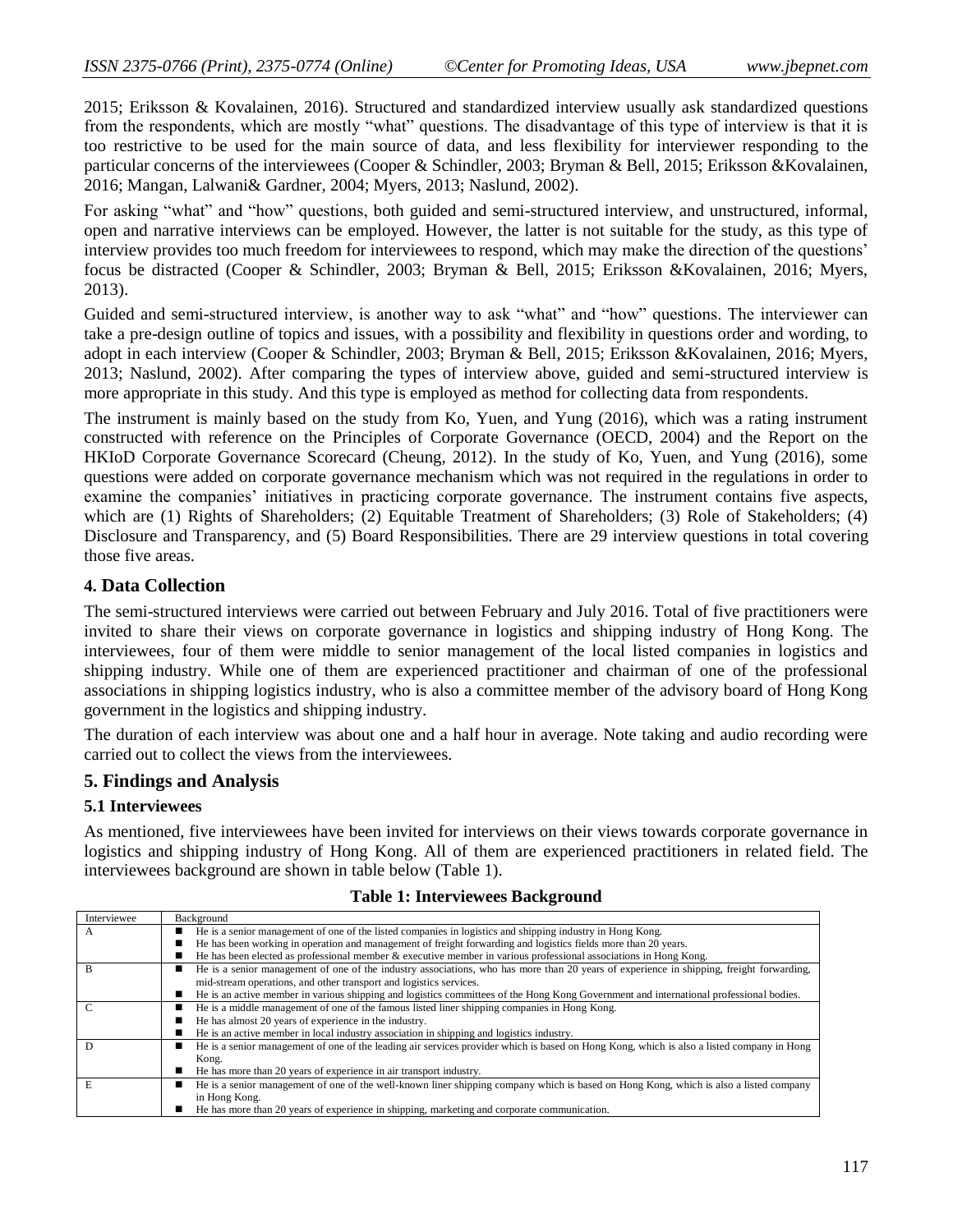2015; Eriksson & Kovalainen, 2016). Structured and standardized interview usually ask standardized questions from the respondents, which are mostly "what" questions. The disadvantage of this type of interview is that it is too restrictive to be used for the main source of data, and less flexibility for interviewer responding to the particular concerns of the interviewees (Cooper & Schindler, 2003; Bryman & Bell, 2015; Eriksson &Kovalainen, 2016; Mangan, Lalwani& Gardner, 2004; Myers, 2013; Naslund, 2002).

For asking "what" and "how" questions, both guided and semi-structured interview, and unstructured, informal, open and narrative interviews can be employed. However, the latter is not suitable for the study, as this type of interview provides too much freedom for interviewees to respond, which may make the direction of the questions' focus be distracted (Cooper & Schindler, 2003; Bryman & Bell, 2015; Eriksson &Kovalainen, 2016; Myers, 2013).

Guided and semi-structured interview, is another way to ask "what" and "how" questions. The interviewer can take a pre-design outline of topics and issues, with a possibility and flexibility in questions order and wording, to adopt in each interview (Cooper & Schindler, 2003; Bryman & Bell, 2015; Eriksson &Kovalainen, 2016; Myers, 2013; Naslund, 2002). After comparing the types of interview above, guided and semi-structured interview is more appropriate in this study. And this type is employed as method for collecting data from respondents.

The instrument is mainly based on the study from Ko, Yuen, and Yung (2016), which was a rating instrument constructed with reference on the Principles of Corporate Governance (OECD, 2004) and the Report on the HKIoD Corporate Governance Scorecard (Cheung, 2012). In the study of Ko, Yuen, and Yung (2016), some questions were added on corporate governance mechanism which was not required in the regulations in order to examine the companies' initiatives in practicing corporate governance. The instrument contains five aspects, which are (1) Rights of Shareholders; (2) Equitable Treatment of Shareholders; (3) Role of Stakeholders; (4) Disclosure and Transparency, and (5) Board Responsibilities. There are 29 interview questions in total covering those five areas.

## 4. Data Collection

The semi-structured interviews were carried out between February and July 2016. Total of five practitioners were invited to share their views on corporate governance in logistics and shipping industry of Hong Kong. The interviewees, four of them were middle to senior management of the local listed companies in logistics and shipping industry. While one of them are experienced practitioner and chairman of one of the professional associations in shipping logistics industry, who is also a committee member of the advisory board of Hong Kong government in the logistics and shipping industry.

The duration of each interview was about one and a half hour in average. Note taking and audio recording were carried out to collect the views from the interviewees.

## 5. Findings and Analysis

### 5.1 Interviewees

As mentioned, five interviewees have been invited for interviews on their views towards corporate governance in logistics and shipping industry of Hong Kong. All of them are experienced practitioners in related field. The interviewees background are shown in table below (Table 1).

**Table 1: Interviewees Background**

| Interviewee | Background |
|---|---|
| A | ■ He is a senior management of one of the listed companies in logistics and shipping industry in Hong Kong.<br>■ He has been working in operation and management of freight forwarding and logistics fields more than 20 years.<br>■ He has been elected as professional member & executive member in various professional associations in Hong Kong. |
| B | ■ He is a senior management of one of the industry associations, who has more than 20 years of experience in shipping, freight forwarding, mid-stream operations, and other transport and logistics services.<br>■ He is an active member in various shipping and logistics committees of the Hong Kong Government and international professional bodies. |
| C | ■ He is a middle management of one of the famous listed liner shipping companies in Hong Kong.<br>■ He has almost 20 years of experience in the industry.<br>■ He is an active member in local industry association in shipping and logistics industry. |
| D | ■ He is a senior management of one of the leading air services provider which is based on Hong Kong, which is also a listed company in Hong Kong.<br>■ He has more than 20 years of experience in air transport industry. |
| E | ■ He is a senior management of one of the well-known liner shipping company which is based on Hong Kong, which is also a listed company in Hong Kong.<br>■ He has more than 20 years of experience in shipping, marketing and corporate communication. |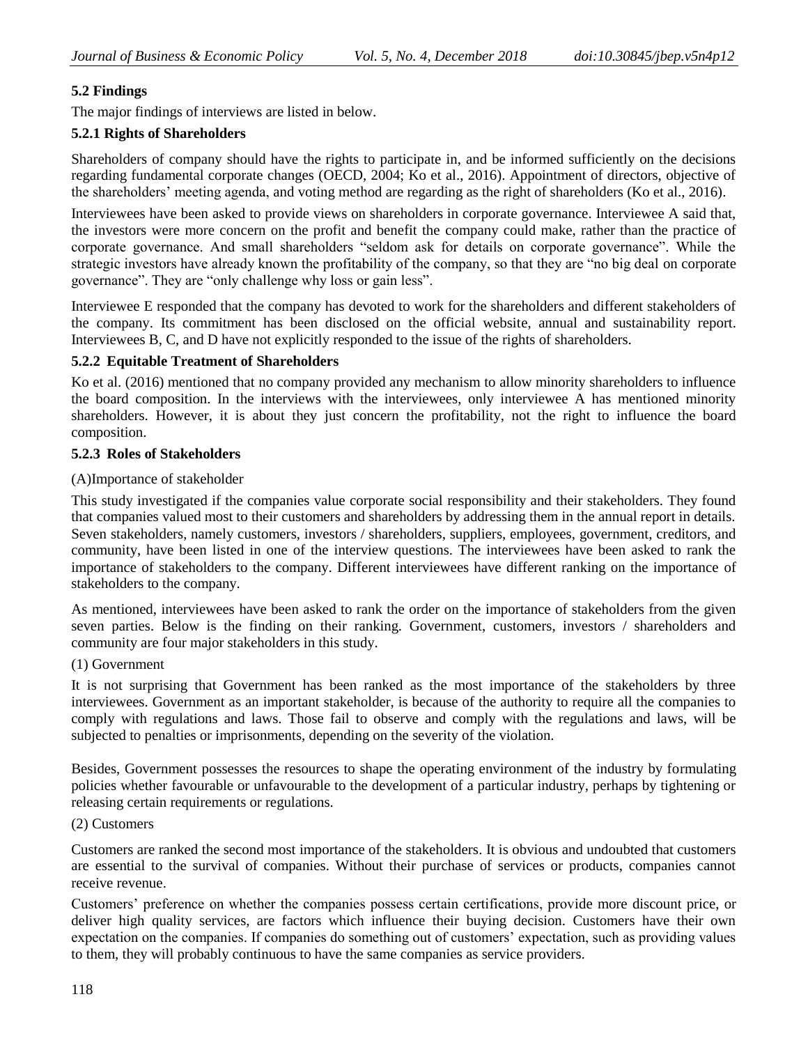### 5.2 Findings

The major findings of interviews are listed in below.

#### 5.2.1 Rights of Shareholders

Shareholders of company should have the rights to participate in, and be informed sufficiently on the decisions regarding fundamental corporate changes (OECD, 2004; Ko et al., 2016). Appointment of directors, objective of the shareholders' meeting agenda, and voting method are regarding as the right of shareholders (Ko et al., 2016).

Interviewees have been asked to provide views on shareholders in corporate governance. Interviewee A said that, the investors were more concern on the profit and benefit the company could make, rather than the practice of corporate governance. And small shareholders "seldom ask for details on corporate governance". While the strategic investors have already known the profitability of the company, so that they are "no big deal on corporate governance". They are "only challenge why loss or gain less".

Interviewee E responded that the company has devoted to work for the shareholders and different stakeholders of the company. Its commitment has been disclosed on the official website, annual and sustainability report. Interviewees B, C, and D have not explicitly responded to the issue of the rights of shareholders.

#### 5.2.2 Equitable Treatment of Shareholders

Ko et al. (2016) mentioned that no company provided any mechanism to allow minority shareholders to influence the board composition. In the interviews with the interviewees, only interviewee A has mentioned minority shareholders. However, it is about they just concern the profitability, not the right to influence the board composition.

#### 5.2.3 Roles of Stakeholders

(A)Importance of stakeholder

This study investigated if the companies value corporate social responsibility and their stakeholders. They found that companies valued most to their customers and shareholders by addressing them in the annual report in details. Seven stakeholders, namely customers, investors / shareholders, suppliers, employees, government, creditors, and community, have been listed in one of the interview questions. The interviewees have been asked to rank the importance of stakeholders to the company. Different interviewees have different ranking on the importance of stakeholders to the company.

As mentioned, interviewees have been asked to rank the order on the importance of stakeholders from the given seven parties. Below is the finding on their ranking. Government, customers, investors / shareholders and community are four major stakeholders in this study.

(1) Government

It is not surprising that Government has been ranked as the most importance of the stakeholders by three interviewees. Government as an important stakeholder, is because of the authority to require all the companies to comply with regulations and laws. Those fail to observe and comply with the regulations and laws, will be subjected to penalties or imprisonments, depending on the severity of the violation.

Besides, Government possesses the resources to shape the operating environment of the industry by formulating policies whether favourable or unfavourable to the development of a particular industry, perhaps by tightening or releasing certain requirements or regulations.

(2) Customers

Customers are ranked the second most importance of the stakeholders. It is obvious and undoubted that customers are essential to the survival of companies. Without their purchase of services or products, companies cannot receive revenue.

Customers' preference on whether the companies possess certain certifications, provide more discount price, or deliver high quality services, are factors which influence their buying decision. Customers have their own expectation on the companies. If companies do something out of customers' expectation, such as providing values to them, they will probably continuous to have the same companies as service providers.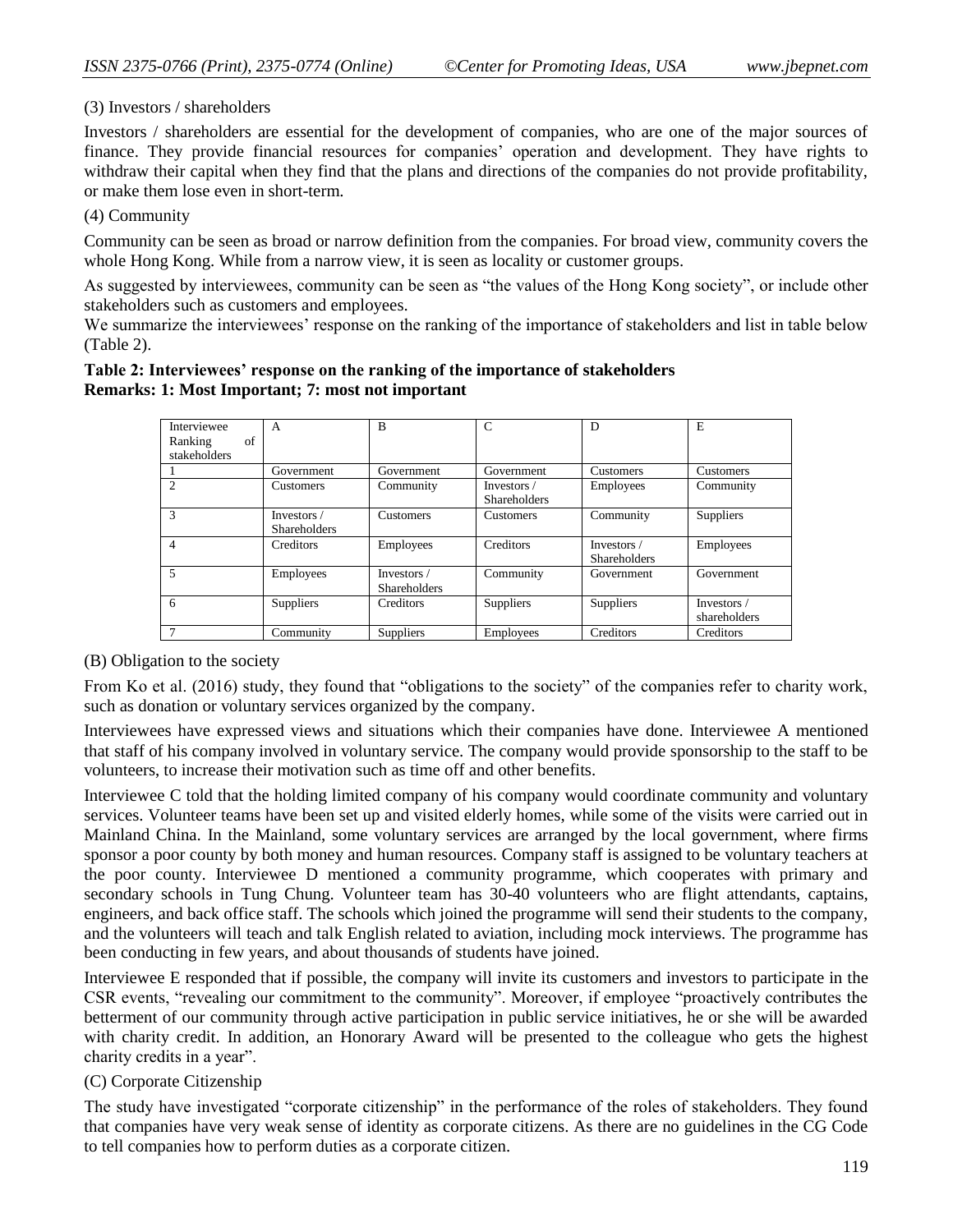(3) Investors / shareholders

Investors / shareholders are essential for the development of companies, who are one of the major sources of finance. They provide financial resources for companies' operation and development. They have rights to withdraw their capital when they find that the plans and directions of the companies do not provide profitability, or make them lose even in short-term.

(4) Community

Community can be seen as broad or narrow definition from the companies. For broad view, community covers the whole Hong Kong. While from a narrow view, it is seen as locality or customer groups.

As suggested by interviewees, community can be seen as "the values of the Hong Kong society", or include other stakeholders such as customers and employees.

We summarize the interviewees' response on the ranking of the importance of stakeholders and list in table below (Table 2).

**Table 2: Interviewees' response on the ranking of the importance of stakeholders**
**Remarks: 1: Most Important; 7: most not important**

| Interviewee Ranking of stakeholders | A | B | C | D | E |
|---|---|---|---|---|---|
| 1 | Government | Government | Government | Customers | Customers |
| 2 | Customers | Community | Investors / Shareholders | Employees | Community |
| 3 | Investors / Shareholders | Customers | Customers | Community | Suppliers |
| 4 | Creditors | Employees | Creditors | Investors / Shareholders | Employees |
| 5 | Employees | Investors / Shareholders | Community | Government | Government |
| 6 | Suppliers | Creditors | Suppliers | Suppliers | Investors / shareholders |
| 7 | Community | Suppliers | Employees | Creditors | Creditors |

(B) Obligation to the society

From Ko et al. (2016) study, they found that "obligations to the society" of the companies refer to charity work, such as donation or voluntary services organized by the company.

Interviewees have expressed views and situations which their companies have done. Interviewee A mentioned that staff of his company involved in voluntary service. The company would provide sponsorship to the staff to be volunteers, to increase their motivation such as time off and other benefits.

Interviewee C told that the holding limited company of his company would coordinate community and voluntary services. Volunteer teams have been set up and visited elderly homes, while some of the visits were carried out in Mainland China. In the Mainland, some voluntary services are arranged by the local government, where firms sponsor a poor county by both money and human resources. Company staff is assigned to be voluntary teachers at the poor county. Interviewee D mentioned a community programme, which cooperates with primary and secondary schools in Tung Chung. Volunteer team has 30-40 volunteers who are flight attendants, captains, engineers, and back office staff. The schools which joined the programme will send their students to the company, and the volunteers will teach and talk English related to aviation, including mock interviews. The programme has been conducting in few years, and about thousands of students have joined.

Interviewee E responded that if possible, the company will invite its customers and investors to participate in the CSR events, "revealing our commitment to the community". Moreover, if employee "proactively contributes the betterment of our community through active participation in public service initiatives, he or she will be awarded with charity credit. In addition, an Honorary Award will be presented to the colleague who gets the highest charity credits in a year".

(C) Corporate Citizenship

The study have investigated "corporate citizenship" in the performance of the roles of stakeholders. They found that companies have very weak sense of identity as corporate citizens. As there are no guidelines in the CG Code to tell companies how to perform duties as a corporate citizen.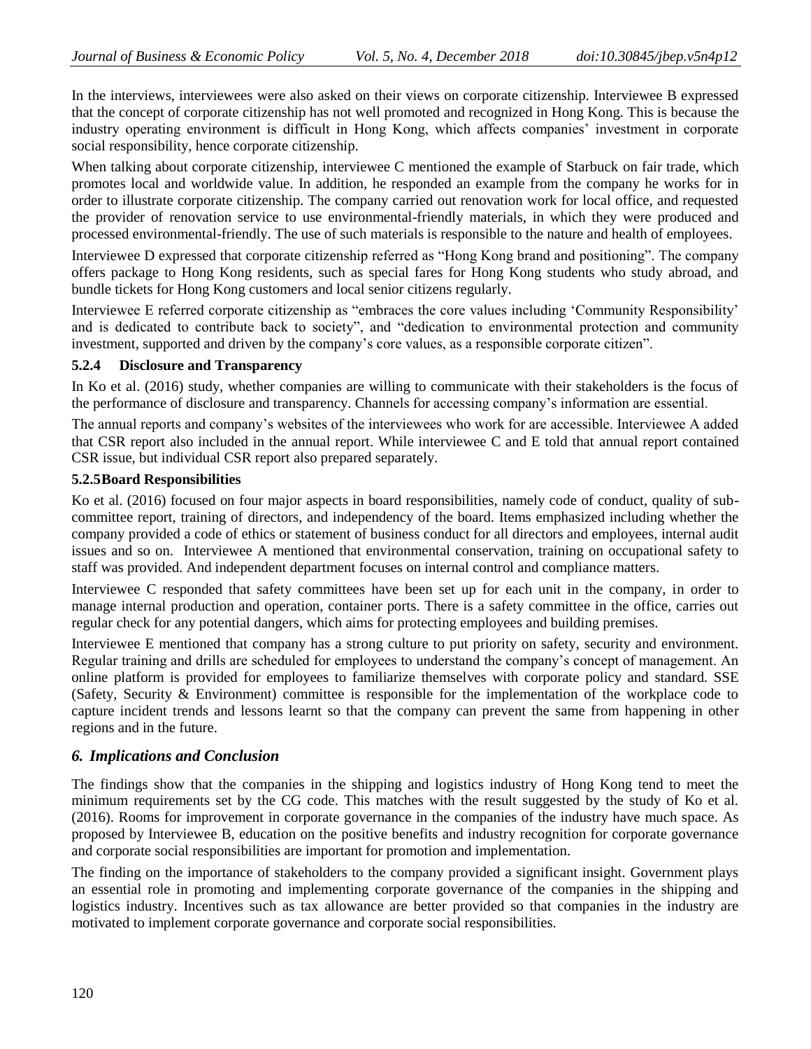In the interviews, interviewees were also asked on their views on corporate citizenship. Interviewee B expressed that the concept of corporate citizenship has not well promoted and recognized in Hong Kong. This is because the industry operating environment is difficult in Hong Kong, which affects companies' investment in corporate social responsibility, hence corporate citizenship.

When talking about corporate citizenship, interviewee C mentioned the example of Starbuck on fair trade, which promotes local and worldwide value. In addition, he responded an example from the company he works for in order to illustrate corporate citizenship. The company carried out renovation work for local office, and requested the provider of renovation service to use environmental-friendly materials, in which they were produced and processed environmental-friendly. The use of such materials is responsible to the nature and health of employees.

Interviewee D expressed that corporate citizenship referred as "Hong Kong brand and positioning". The company offers package to Hong Kong residents, such as special fares for Hong Kong students who study abroad, and bundle tickets for Hong Kong customers and local senior citizens regularly.

Interviewee E referred corporate citizenship as "embraces the core values including 'Community Responsibility' and is dedicated to contribute back to society", and "dedication to environmental protection and community investment, supported and driven by the company's core values, as a responsible corporate citizen".

### 5.2.4 Disclosure and Transparency

In Ko et al. (2016) study, whether companies are willing to communicate with their stakeholders is the focus of the performance of disclosure and transparency. Channels for accessing company's information are essential.

The annual reports and company's websites of the interviewees who work for are accessible. Interviewee A added that CSR report also included in the annual report. While interviewee C and E told that annual report contained CSR issue, but individual CSR report also prepared separately.

### 5.2.5 Board Responsibilities

Ko et al. (2016) focused on four major aspects in board responsibilities, namely code of conduct, quality of sub-committee report, training of directors, and independency of the board. Items emphasized including whether the company provided a code of ethics or statement of business conduct for all directors and employees, internal audit issues and so on. Interviewee A mentioned that environmental conservation, training on occupational safety to staff was provided. And independent department focuses on internal control and compliance matters.

Interviewee C responded that safety committees have been set up for each unit in the company, in order to manage internal production and operation, container ports. There is a safety committee in the office, carries out regular check for any potential dangers, which aims for protecting employees and building premises.

Interviewee E mentioned that company has a strong culture to put priority on safety, security and environment. Regular training and drills are scheduled for employees to understand the company's concept of management. An online platform is provided for employees to familiarize themselves with corporate policy and standard. SSE (Safety, Security & Environment) committee is responsible for the implementation of the workplace code to capture incident trends and lessons learnt so that the company can prevent the same from happening in other regions and in the future.

## *6. Implications and Conclusion*

The findings show that the companies in the shipping and logistics industry of Hong Kong tend to meet the minimum requirements set by the CG code. This matches with the result suggested by the study of Ko et al. (2016). Rooms for improvement in corporate governance in the companies of the industry have much space. As proposed by Interviewee B, education on the positive benefits and industry recognition for corporate governance and corporate social responsibilities are important for promotion and implementation.

The finding on the importance of stakeholders to the company provided a significant insight. Government plays an essential role in promoting and implementing corporate governance of the companies in the shipping and logistics industry. Incentives such as tax allowance are better provided so that companies in the industry are motivated to implement corporate governance and corporate social responsibilities.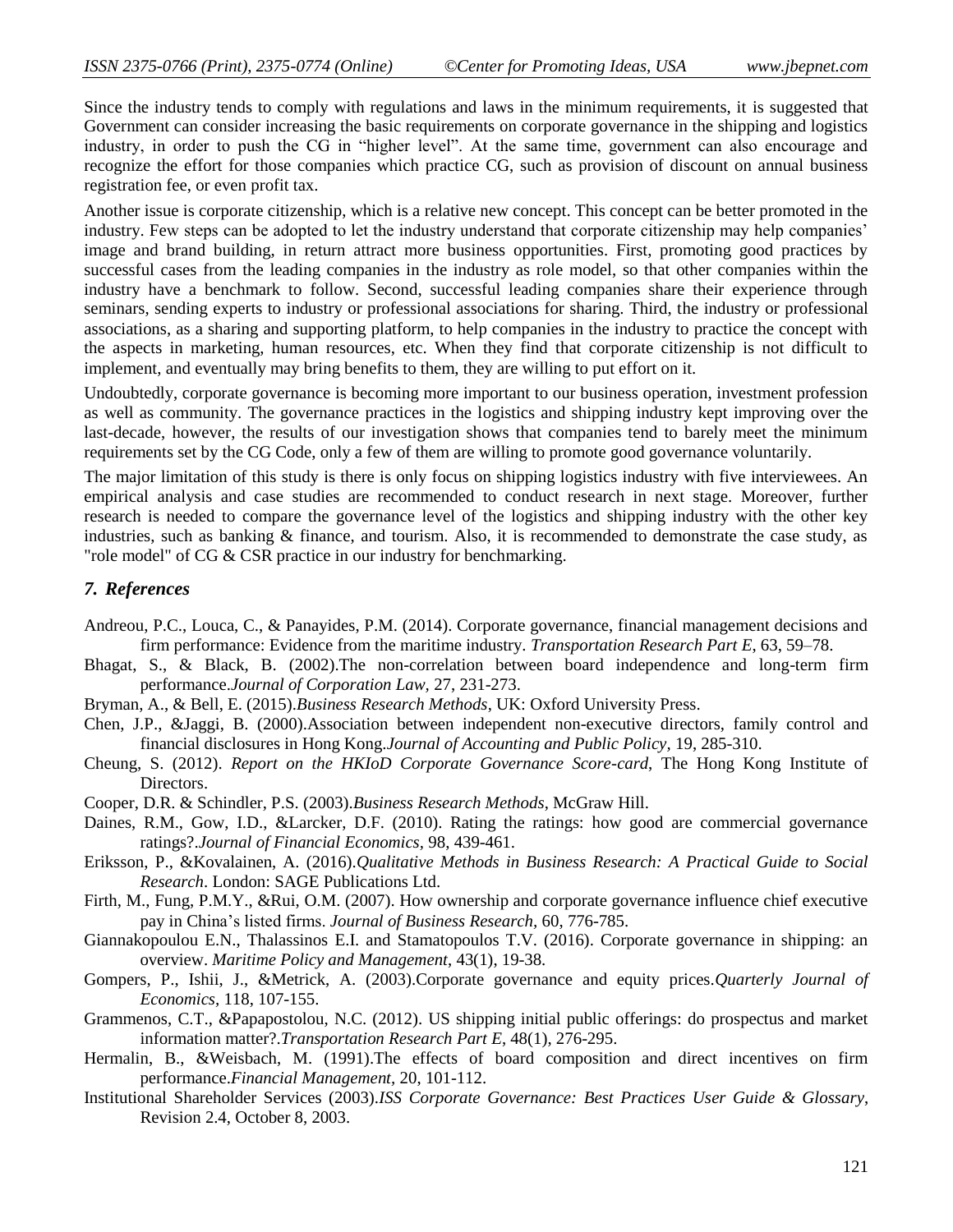Since the industry tends to comply with regulations and laws in the minimum requirements, it is suggested that Government can consider increasing the basic requirements on corporate governance in the shipping and logistics industry, in order to push the CG in "higher level". At the same time, government can also encourage and recognize the effort for those companies which practice CG, such as provision of discount on annual business registration fee, or even profit tax.

Another issue is corporate citizenship, which is a relative new concept. This concept can be better promoted in the industry. Few steps can be adopted to let the industry understand that corporate citizenship may help companies' image and brand building, in return attract more business opportunities. First, promoting good practices by successful cases from the leading companies in the industry as role model, so that other companies within the industry have a benchmark to follow. Second, successful leading companies share their experience through seminars, sending experts to industry or professional associations for sharing. Third, the industry or professional associations, as a sharing and supporting platform, to help companies in the industry to practice the concept with the aspects in marketing, human resources, etc. When they find that corporate citizenship is not difficult to implement, and eventually may bring benefits to them, they are willing to put effort on it.

Undoubtedly, corporate governance is becoming more important to our business operation, investment profession as well as community. The governance practices in the logistics and shipping industry kept improving over the last-decade, however, the results of our investigation shows that companies tend to barely meet the minimum requirements set by the CG Code, only a few of them are willing to promote good governance voluntarily.

The major limitation of this study is there is only focus on shipping logistics industry with five interviewees. An empirical analysis and case studies are recommended to conduct research in next stage. Moreover, further research is needed to compare the governance level of the logistics and shipping industry with the other key industries, such as banking & finance, and tourism. Also, it is recommended to demonstrate the case study, as "role model" of CG & CSR practice in our industry for benchmarking.

## *7. References*

Andreou, P.C., Louca, C., & Panayides, P.M. (2014). Corporate governance, financial management decisions and firm performance: Evidence from the maritime industry. *Transportation Research Part E,* 63, 59–78.

Bhagat, S., & Black, B. (2002).The non-correlation between board independence and long-term firm performance.*Journal of Corporation Law*, 27, 231-273.

Bryman, A., & Bell, E. (2015).*Business Research Methods*, UK: Oxford University Press.

Chen, J.P., &Jaggi, B. (2000).Association between independent non-executive directors, family control and financial disclosures in Hong Kong.*Journal of Accounting and Public Policy,* 19, 285-310.

Cheung, S. (2012). *Report on the HKIoD Corporate Governance Score-card*, The Hong Kong Institute of Directors.

Cooper, D.R. & Schindler, P.S. (2003).*Business Research Methods*, McGraw Hill.

Daines, R.M., Gow, I.D., &Larcker, D.F. (2010). Rating the ratings: how good are commercial governance ratings?.*Journal of Financial Economics,* 98, 439-461.

Eriksson, P., &Kovalainen, A. (2016).*Qualitative Methods in Business Research: A Practical Guide to Social Research*. London: SAGE Publications Ltd.

Firth, M., Fung, P.M.Y., &Rui, O.M. (2007). How ownership and corporate governance influence chief executive pay in China's listed firms. *Journal of Business Research,* 60, 776-785.

Giannakopoulou E.N., Thalassinos E.I. and Stamatopoulos T.V. (2016). Corporate governance in shipping: an overview. *Maritime Policy and Management*, 43(1), 19-38.

Gompers, P., Ishii, J., &Metrick, A. (2003).Corporate governance and equity prices.*Quarterly Journal of Economics,* 118, 107-155.

Grammenos, C.T., &Papapostolou, N.C. (2012). US shipping initial public offerings: do prospectus and market information matter?.*Transportation Research Part E*, 48(1), 276-295.

Hermalin, B., &Weisbach, M. (1991).The effects of board composition and direct incentives on firm performance.*Financial Management,* 20, 101-112.

Institutional Shareholder Services (2003).*ISS Corporate Governance: Best Practices User Guide & Glossary*, Revision 2.4, October 8, 2003.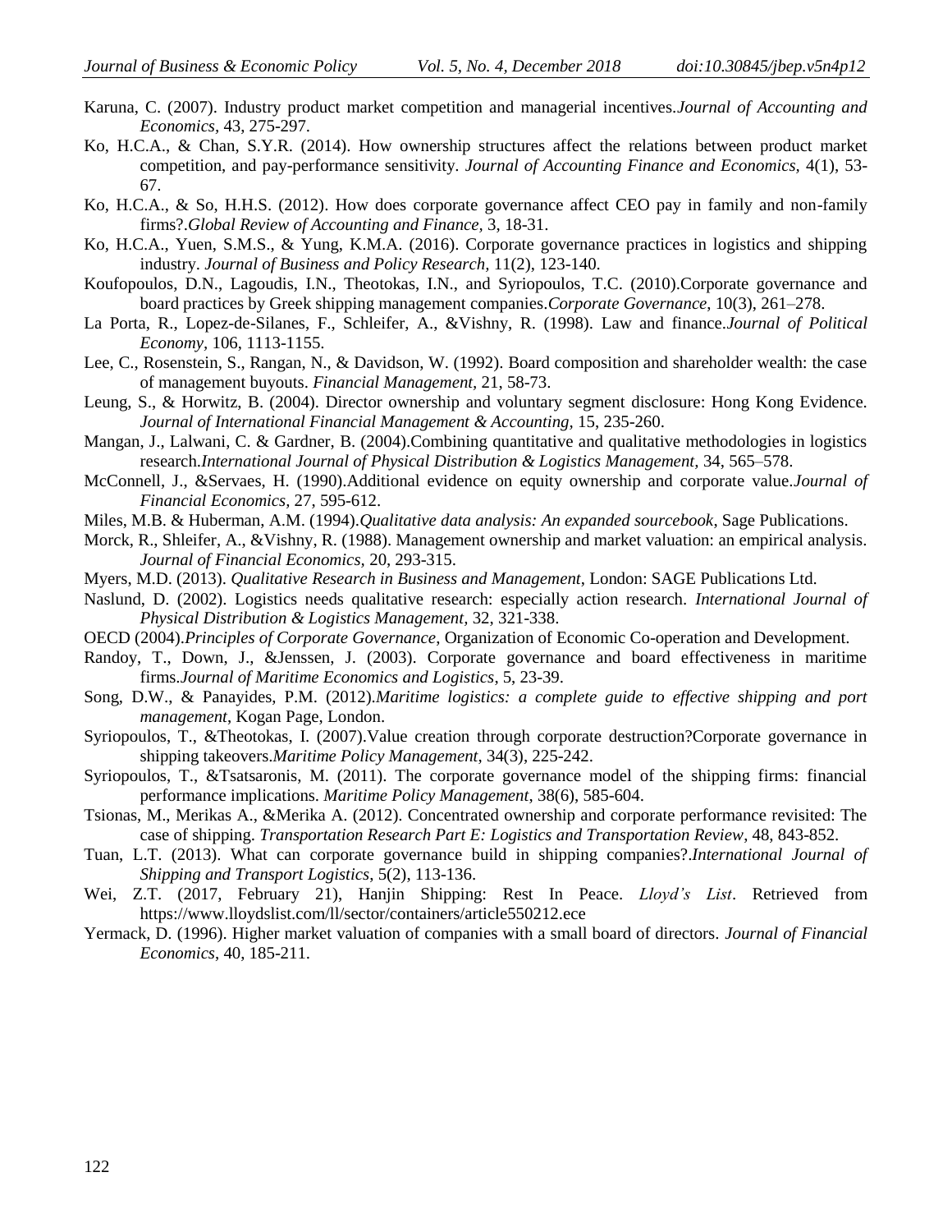Karuna, C. (2007). Industry product market competition and managerial incentives.*Journal of Accounting and Economics*, 43, 275-297.

Ko, H.C.A., & Chan, S.Y.R. (2014). How ownership structures affect the relations between product market competition, and pay-performance sensitivity. *Journal of Accounting Finance and Economics,* 4(1), 53-67.

Ko, H.C.A., & So, H.H.S. (2012). How does corporate governance affect CEO pay in family and non-family firms?.*Global Review of Accounting and Finance*, 3, 18-31.

Ko, H.C.A., Yuen, S.M.S., & Yung, K.M.A. (2016). Corporate governance practices in logistics and shipping industry. *Journal of Business and Policy Research,* 11(2), 123-140.

Koufopoulos, D.N., Lagoudis, I.N., Theotokas, I.N., and Syriopoulos, T.C. (2010).Corporate governance and board practices by Greek shipping management companies.*Corporate Governance*, 10(3), 261–278.

La Porta, R., Lopez-de-Silanes, F., Schleifer, A., &Vishny, R. (1998). Law and finance.*Journal of Political Economy*, 106, 1113-1155.

Lee, C., Rosenstein, S., Rangan, N., & Davidson, W. (1992). Board composition and shareholder wealth: the case of management buyouts. *Financial Management*, 21, 58-73.

Leung, S., & Horwitz, B. (2004). Director ownership and voluntary segment disclosure: Hong Kong Evidence. *Journal of International Financial Management & Accounting,* 15, 235-260.

Mangan, J., Lalwani, C. & Gardner, B. (2004).Combining quantitative and qualitative methodologies in logistics research.*International Journal of Physical Distribution & Logistics Management,* 34, 565–578.

McConnell, J., &Servaes, H. (1990).Additional evidence on equity ownership and corporate value.*Journal of Financial Economics,* 27, 595-612.

Miles, M.B. & Huberman, A.M. (1994).*Qualitative data analysis: An expanded sourcebook*, Sage Publications.

Morck, R., Shleifer, A., &Vishny, R. (1988). Management ownership and market valuation: an empirical analysis. *Journal of Financial Economics,* 20, 293-315.

Myers, M.D. (2013). *Qualitative Research in Business and Management*, London: SAGE Publications Ltd.

Naslund, D. (2002). Logistics needs qualitative research: especially action research. *International Journal of Physical Distribution & Logistics Management,* 32, 321-338.

OECD (2004).*Principles of Corporate Governance*, Organization of Economic Co-operation and Development.

Randoy, T., Down, J., &Jenssen, J. (2003). Corporate governance and board effectiveness in maritime firms.*Journal of Maritime Economics and Logistics*, 5, 23-39.

Song, D.W., & Panayides, P.M. (2012).*Maritime logistics: a complete guide to effective shipping and port management*, Kogan Page, London.

Syriopoulos, T., &Theotokas, I. (2007).Value creation through corporate destruction?Corporate governance in shipping takeovers.*Maritime Policy Management*, 34(3), 225-242.

Syriopoulos, T., &Tsatsaronis, M. (2011). The corporate governance model of the shipping firms: financial performance implications. *Maritime Policy Management*, 38(6), 585-604.

Tsionas, M., Merikas A., &Merika A. (2012). Concentrated ownership and corporate performance revisited: The case of shipping. *Transportation Research Part E: Logistics and Transportation Review*, 48, 843-852.

Tuan, L.T. (2013). What can corporate governance build in shipping companies?.*International Journal of Shipping and Transport Logistics*, 5(2), 113-136.

Wei, Z.T. (2017, February 21), Hanjin Shipping: Rest In Peace. *Lloyd's List*. Retrieved from https://www.lloydslist.com/ll/sector/containers/article550212.ece

Yermack, D. (1996). Higher market valuation of companies with a small board of directors. *Journal of Financial Economics*, 40, 185-211.